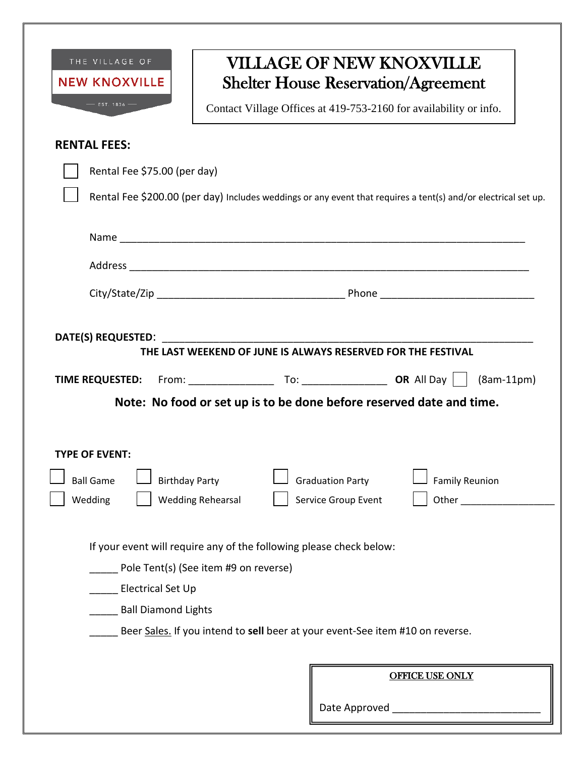THE VILLAGE OF
NEW KNOXVILLE
EST. 1836

# VILLAGE OF NEW KNOXVILLE
## Shelter House Reservation/Agreement

Contact Village Offices at 419-753-2160 for availability or info.

**RENTAL FEES:**

☐ Rental Fee $75.00 (per day)

☐ Rental Fee $200.00 (per day) Includes weddings or any event that requires a tent(s) and/or electrical set up.

Name ___________________________________________________________________________

Address _________________________________________________________________________

City/State/Zip __________________________________ Phone ___________________________

**DATE(S) REQUESTED**: ____________________________________________________________

**THE LAST WEEKEND OF JUNE IS ALWAYS RESERVED FOR THE FESTIVAL**

**TIME REQUESTED:** From: _______________ To: _______________ **OR** All Day ☐ (8am-11pm)

**Note: No food or set up is to be done before reserved date and time.**

**TYPE OF EVENT:**

☐ Ball Game ☐ Birthday Party ☐ Graduation Party ☐ Family Reunion

☐ Wedding ☐ Wedding Rehearsal ☐ Service Group Event ☐ Other _________________

If your event will require any of the following please check below:

_____ Pole Tent(s) (See item #9 on reverse)

_____ Electrical Set Up

_____ Ball Diamond Lights

_____ Beer Sales. If you intend to **sell** beer at your event-See item #10 on reverse.

**OFFICE USE ONLY**

Date Approved ___________________________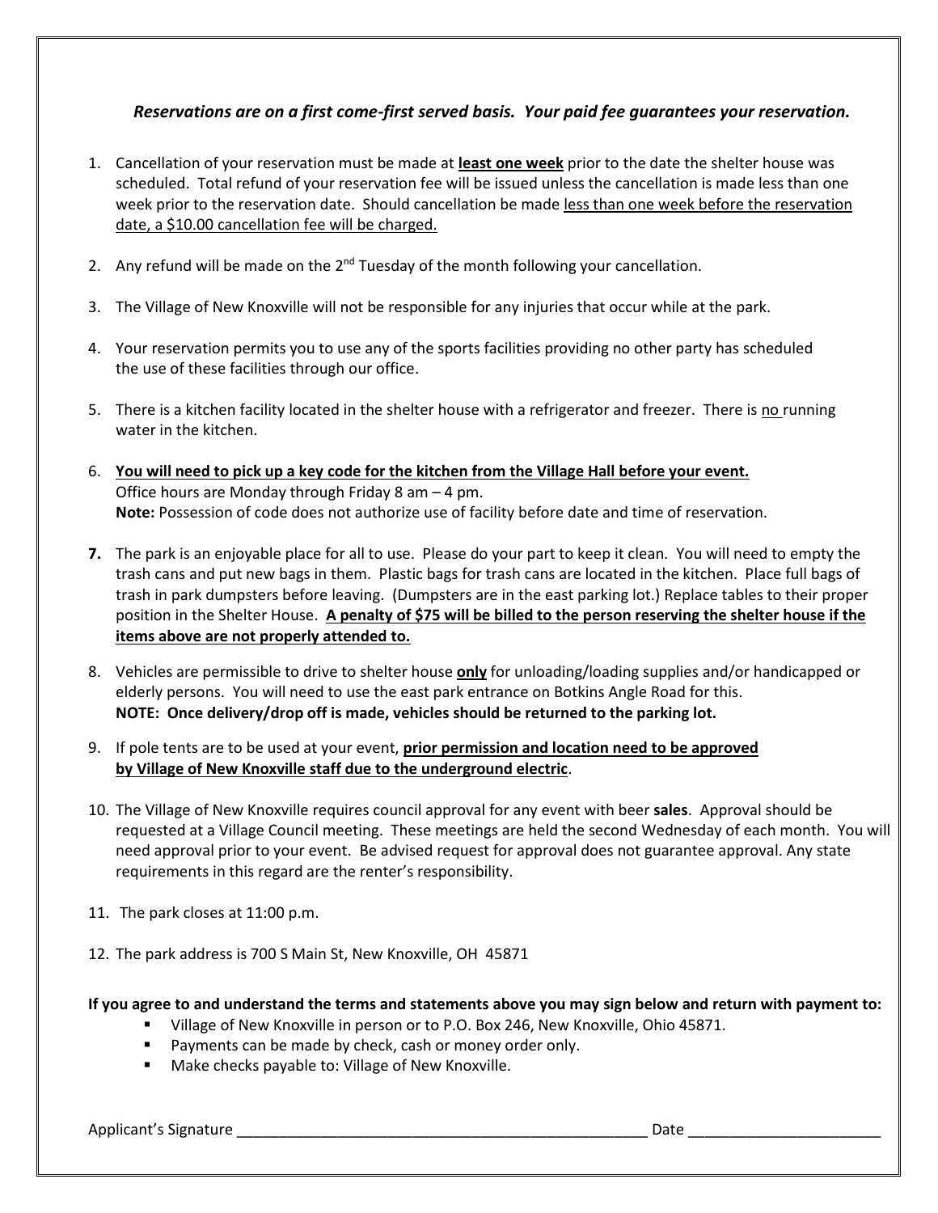***Reservations are on a first come-first served basis. Your paid fee guarantees your reservation.***

1. Cancellation of your reservation must be made at **least one week** prior to the date the shelter house was scheduled. Total refund of your reservation fee will be issued unless the cancellation is made less than one week prior to the reservation date. Should cancellation be made less than one week before the reservation date, a $10.00 cancellation fee will be charged.

2. Any refund will be made on the 2nd Tuesday of the month following your cancellation.

3. The Village of New Knoxville will not be responsible for any injuries that occur while at the park.

4. Your reservation permits you to use any of the sports facilities providing no other party has scheduled the use of these facilities through our office.

5. There is a kitchen facility located in the shelter house with a refrigerator and freezer. There is no running water in the kitchen.

6. **You will need to pick up a key code for the kitchen from the Village Hall before your event.**
   Office hours are Monday through Friday 8 am – 4 pm.
   **Note:** Possession of code does not authorize use of facility before date and time of reservation.

7. The park is an enjoyable place for all to use. Please do your part to keep it clean. You will need to empty the trash cans and put new bags in them. Plastic bags for trash cans are located in the kitchen. Place full bags of trash in park dumpsters before leaving. (Dumpsters are in the east parking lot.) Replace tables to their proper position in the Shelter House. **A penalty of $75 will be billed to the person reserving the shelter house if the items above are not properly attended to.**

8. Vehicles are permissible to drive to shelter house **only** for unloading/loading supplies and/or handicapped or elderly persons. You will need to use the east park entrance on Botkins Angle Road for this.
   **NOTE: Once delivery/drop off is made, vehicles should be returned to the parking lot.**

9. If pole tents are to be used at your event, **prior permission and location need to be approved by Village of New Knoxville staff due to the underground electric**.

10. The Village of New Knoxville requires council approval for any event with beer **sales**. Approval should be requested at a Village Council meeting. These meetings are held the second Wednesday of each month. You will need approval prior to your event. Be advised request for approval does not guarantee approval. Any state requirements in this regard are the renter's responsibility.

11. The park closes at 11:00 p.m.

12. The park address is 700 S Main St, New Knoxville, OH 45871

**If you agree to and understand the terms and statements above you may sign below and return with payment to:**

- Village of New Knoxville in person or to P.O. Box 246, New Knoxville, Ohio 45871.
- Payments can be made by check, cash or money order only.
- Make checks payable to: Village of New Knoxville.

Applicant's Signature ___________________________________________________ Date ______________________